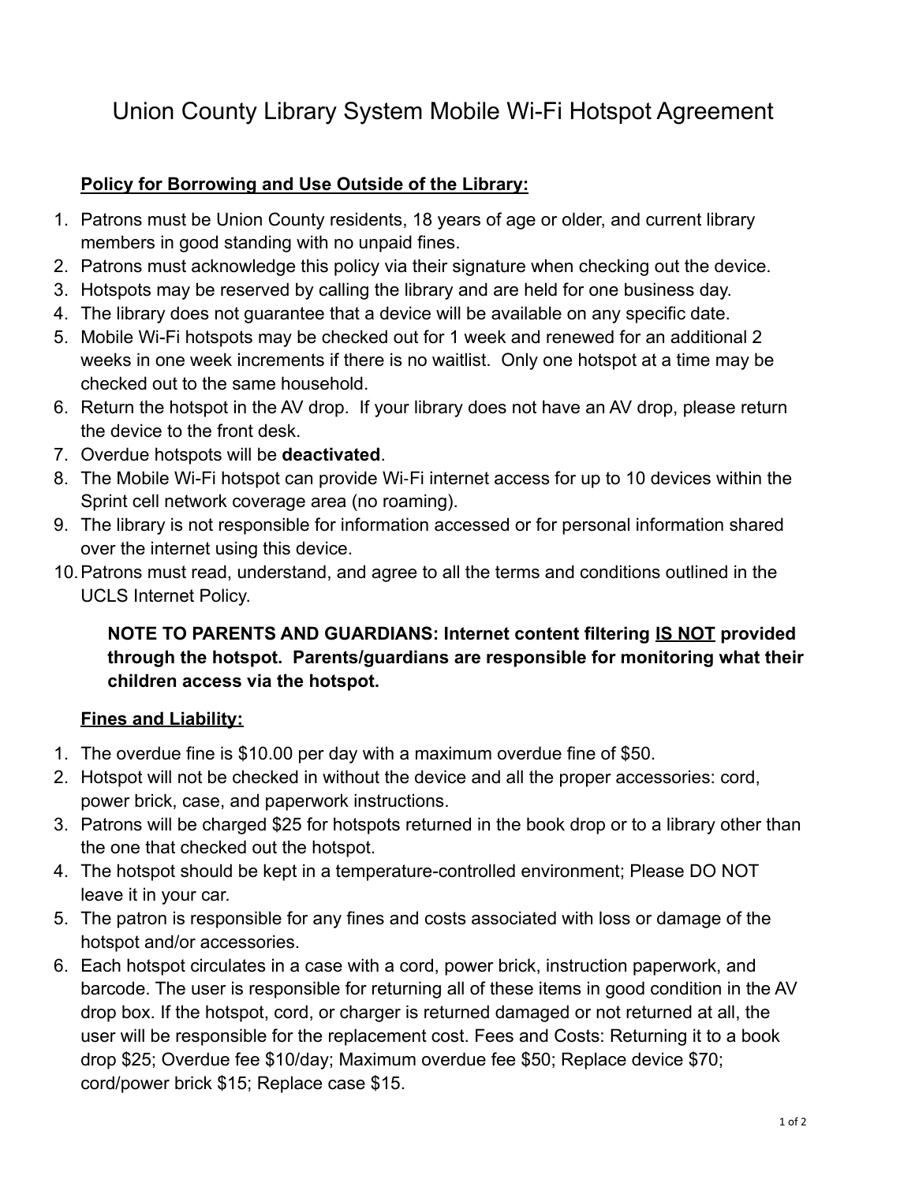# Union County Library System Mobile Wi-Fi Hotspot Agreement

## Policy for Borrowing and Use Outside of the Library:

1. Patrons must be Union County residents, 18 years of age or older, and current library members in good standing with no unpaid fines.
2. Patrons must acknowledge this policy via their signature when checking out the device.
3. Hotspots may be reserved by calling the library and are held for one business day.
4. The library does not guarantee that a device will be available on any specific date.
5. Mobile Wi-Fi hotspots may be checked out for 1 week and renewed for an additional 2 weeks in one week increments if there is no waitlist. Only one hotspot at a time may be checked out to the same household.
6. Return the hotspot in the AV drop. If your library does not have an AV drop, please return the device to the front desk.
7. Overdue hotspots will be **deactivated**.
8. The Mobile Wi-Fi hotspot can provide Wi-Fi internet access for up to 10 devices within the Sprint cell network coverage area (no roaming).
9. The library is not responsible for information accessed or for personal information shared over the internet using this device.
10. Patrons must read, understand, and agree to all the terms and conditions outlined in the UCLS Internet Policy.

**NOTE TO PARENTS AND GUARDIANS: Internet content filtering <u>IS NOT</u> provided through the hotspot. Parents/guardians are responsible for monitoring what their children access via the hotspot.**

## Fines and Liability:

1. The overdue fine is $10.00 per day with a maximum overdue fine of $50.
2. Hotspot will not be checked in without the device and all the proper accessories: cord, power brick, case, and paperwork instructions.
3. Patrons will be charged $25 for hotspots returned in the book drop or to a library other than the one that checked out the hotspot.
4. The hotspot should be kept in a temperature-controlled environment; Please DO NOT leave it in your car.
5. The patron is responsible for any fines and costs associated with loss or damage of the hotspot and/or accessories.
6. Each hotspot circulates in a case with a cord, power brick, instruction paperwork, and barcode. The user is responsible for returning all of these items in good condition in the AV drop box. If the hotspot, cord, or charger is returned damaged or not returned at all, the user will be responsible for the replacement cost. Fees and Costs: Returning it to a book drop $25; Overdue fee $10/day; Maximum overdue fee $50; Replace device $70; cord/power brick $15; Replace case $15.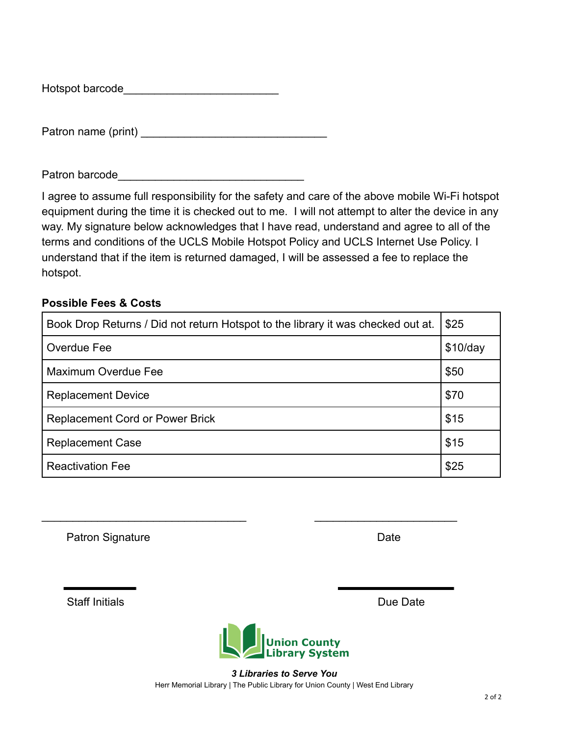Hotspot barcode_________________________

Patron name (print) ______________________________

Patron barcode______________________________

I agree to assume full responsibility for the safety and care of the above mobile Wi-Fi hotspot equipment during the time it is checked out to me. I will not attempt to alter the device in any way. My signature below acknowledges that I have read, understand and agree to all of the terms and conditions of the UCLS Mobile Hotspot Policy and UCLS Internet Use Policy. I understand that if the item is returned damaged, I will be assessed a fee to replace the hotspot.

**Possible Fees & Costs**

| | |
|---|---|
| Book Drop Returns / Did not return Hotspot to the library it was checked out at. | $25 |
| Overdue Fee | $10/day |
| Maximum Overdue Fee | $50 |
| Replacement Device | $70 |
| Replacement Cord or Power Brick | $15 |
| Replacement Case | $15 |
| Reactivation Fee | $25 |

_________________________________ Patron Signature

_______________________ Date

Staff Initials

Due Date

Union County Library System

***3 Libraries to Serve You***

Herr Memorial Library | The Public Library for Union County | West End Library